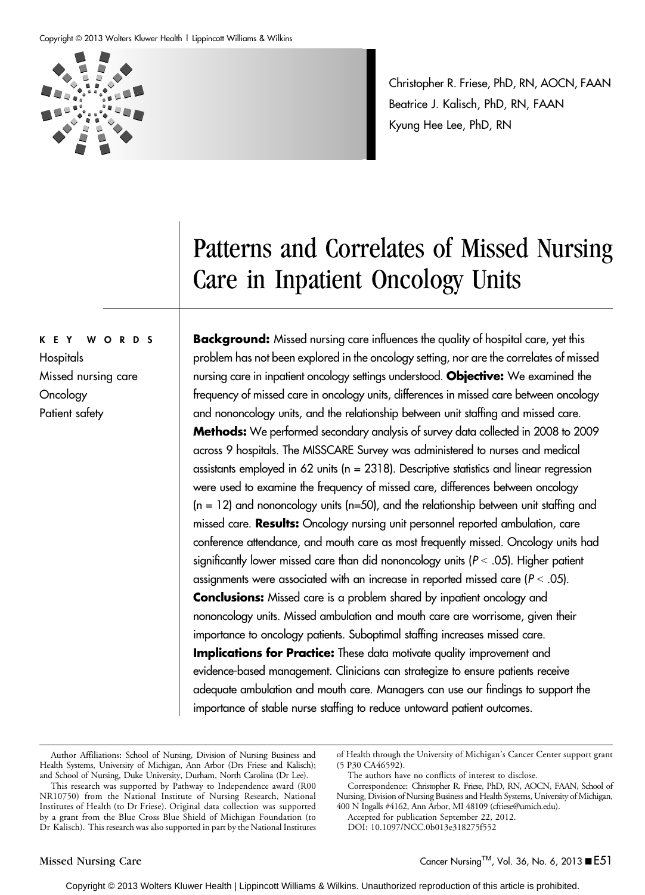Christopher R. Friese, PhD, RN, AOCN, FAAN
Beatrice J. Kalisch, PhD, RN, FAAN
Kyung Hee Lee, PhD, RN

# Patterns and Correlates of Missed Nursing Care in Inpatient Oncology Units

**KEY WORDS**
Hospitals
Missed nursing care
Oncology
Patient safety

**Background:** Missed nursing care influences the quality of hospital care, yet this problem has not been explored in the oncology setting, nor are the correlates of missed nursing care in inpatient oncology settings understood. **Objective:** We examined the frequency of missed care in oncology units, differences in missed care between oncology and nononcology units, and the relationship between unit staffing and missed care. **Methods:** We performed secondary analysis of survey data collected in 2008 to 2009 across 9 hospitals. The MISSCARE Survey was administered to nurses and medical assistants employed in 62 units (n = 2318). Descriptive statistics and linear regression were used to examine the frequency of missed care, differences between oncology (n = 12) and nononcology units (n=50), and the relationship between unit staffing and missed care. **Results:** Oncology nursing unit personnel reported ambulation, care conference attendance, and mouth care as most frequently missed. Oncology units had significantly lower missed care than did nononcology units ($P < .05$). Higher patient assignments were associated with an increase in reported missed care ($P < .05$). **Conclusions:** Missed care is a problem shared by inpatient oncology and nononcology units. Missed ambulation and mouth care are worrisome, given their importance to oncology patients. Suboptimal staffing increases missed care. **Implications for Practice:** These data motivate quality improvement and evidence-based management. Clinicians can strategize to ensure patients receive adequate ambulation and mouth care. Managers can use our findings to support the importance of stable nurse staffing to reduce untoward patient outcomes.

---

Author Affiliations: School of Nursing, Division of Nursing Business and Health Systems, University of Michigan, Ann Arbor (Drs Friese and Kalisch); and School of Nursing, Duke University, Durham, North Carolina (Dr Lee).

This research was supported by Pathway to Independence award (R00 NR10750) from the National Institute of Nursing Research, National Institutes of Health (to Dr Friese). Original data collection was supported by a grant from the Blue Cross Blue Shield of Michigan Foundation (to Dr Kalisch). This research was also supported in part by the National Institutes of Health through the University of Michigan's Cancer Center support grant (5 P30 CA46592).

The authors have no conflicts of interest to disclose.

Correspondence: Christopher R. Friese, PhD, RN, AOCN, FAAN, School of Nursing, Division of Nursing Business and Health Systems, University of Michigan, 400 N Ingalls #4162, Ann Arbor, MI 48109 (cfriese@umich.edu).

Accepted for publication September 22, 2012.

DOI: 10.1097/NCC.0b013e318275f552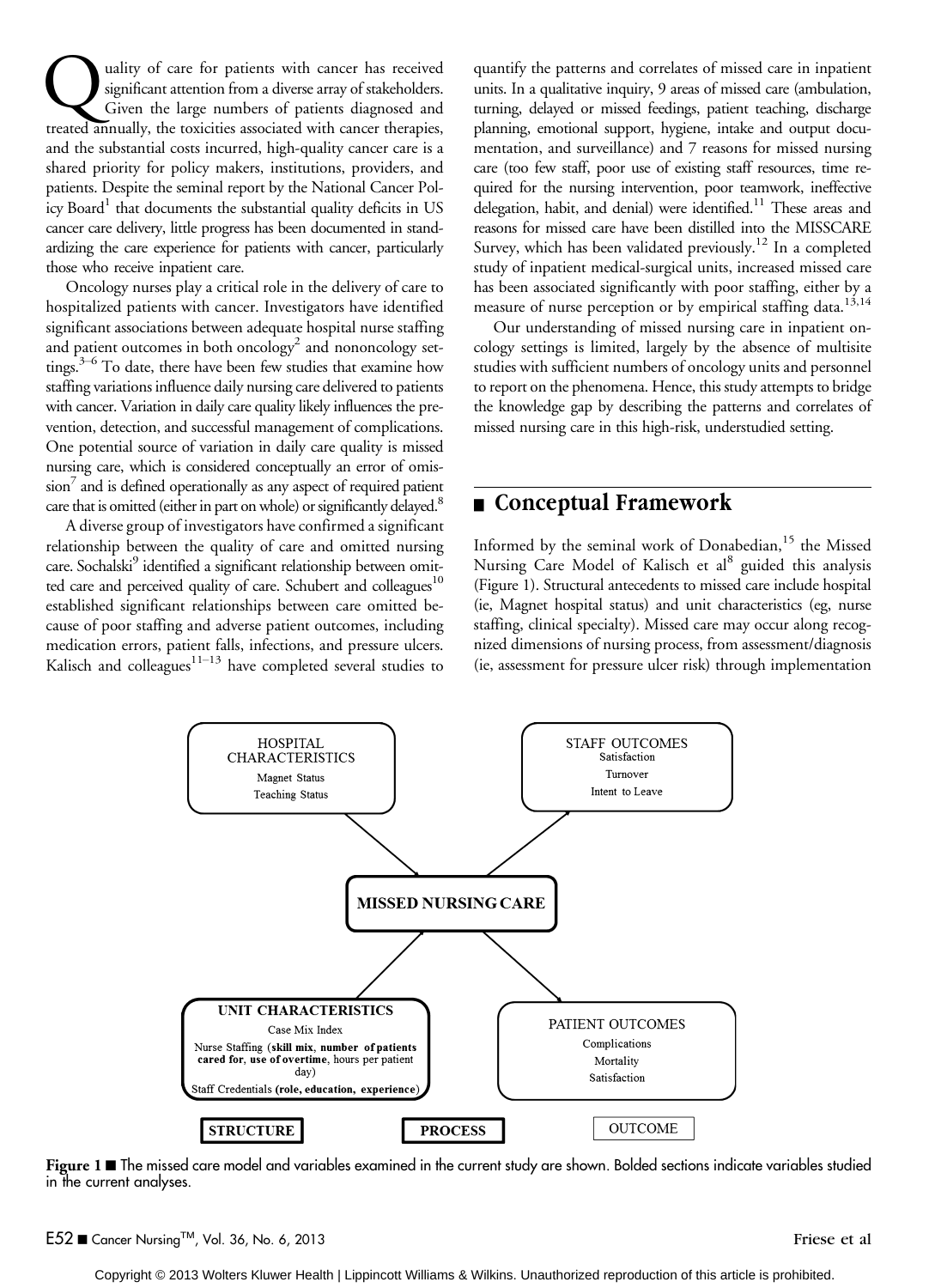Quality of care for patients with cancer has received significant attention from a diverse array of stakeholders. Given the large numbers of patients diagnosed and treated annually, the toxicities associated with cancer therapies, and the substantial costs incurred, high-quality cancer care is a shared priority for policy makers, institutions, providers, and patients. Despite the seminal report by the National Cancer Policy Board[1] that documents the substantial quality deficits in US cancer care delivery, little progress has been documented in standardizing the care experience for patients with cancer, particularly those who receive inpatient care.

Oncology nurses play a critical role in the delivery of care to hospitalized patients with cancer. Investigators have identified significant associations between adequate hospital nurse staffing and patient outcomes in both oncology[2] and nononcology settings.[3–6] To date, there have been few studies that examine how staffing variations influence daily nursing care delivered to patients with cancer. Variation in daily care quality likely influences the prevention, detection, and successful management of complications. One potential source of variation in daily care quality is missed nursing care, which is considered conceptually an error of omission[7] and is defined operationally as any aspect of required patient care that is omitted (either in part on whole) or significantly delayed.[8]

A diverse group of investigators have confirmed a significant relationship between the quality of care and omitted nursing care. Sochalski[9] identified a significant relationship between omitted care and perceived quality of care. Schubert and colleagues[10] established significant relationships between care omitted because of poor staffing and adverse patient outcomes, including medication errors, patient falls, infections, and pressure ulcers. Kalisch and colleagues[11–13] have completed several studies to quantify the patterns and correlates of missed care in inpatient units. In a qualitative inquiry, 9 areas of missed care (ambulation, turning, delayed or missed feedings, patient teaching, discharge planning, emotional support, hygiene, intake and output documentation, and surveillance) and 7 reasons for missed nursing care (too few staff, poor use of existing staff resources, time required for the nursing intervention, poor teamwork, ineffective delegation, habit, and denial) were identified.[11] These areas and reasons for missed care have been distilled into the MISSCARE Survey, which has been validated previously.[12] In a completed study of inpatient medical-surgical units, increased missed care has been associated significantly with poor staffing, either by a measure of nurse perception or by empirical staffing data.[13,14]

Our understanding of missed nursing care in inpatient oncology settings is limited, largely by the absence of multisite studies with sufficient numbers of oncology units and personnel to report on the phenomena. Hence, this study attempts to bridge the knowledge gap by describing the patterns and correlates of missed nursing care in this high-risk, understudied setting.

## Conceptual Framework

Informed by the seminal work of Donabedian,[15] the Missed Nursing Care Model of Kalisch et al[8] guided this analysis (Figure 1). Structural antecedents to missed care include hospital (ie, Magnet hospital status) and unit characteristics (eg, nurse staffing, clinical specialty). Missed care may occur along recognized dimensions of nursing process, from assessment/diagnosis (ie, assessment for pressure ulcer risk) through implementation

HOSPITAL CHARACTERISTICS
Magnet Status
Teaching Status

STAFF OUTCOMES
Satisfaction
Turnover
Intent to Leave

**MISSED NURSING CARE**

**UNIT CHARACTERISTICS**
Case Mix Index
Nurse Staffing (**skill mix**, **number of patients cared for**, **use of overtime**, hours per patient day)
Staff Credentials (**role, education, experience**)

PATIENT OUTCOMES
Complications
Mortality
Satisfaction

**STRUCTURE** | **PROCESS** | OUTCOME

**Figure 1** ■ The missed care model and variables examined in the current study are shown. Bolded sections indicate variables studied in the current analyses.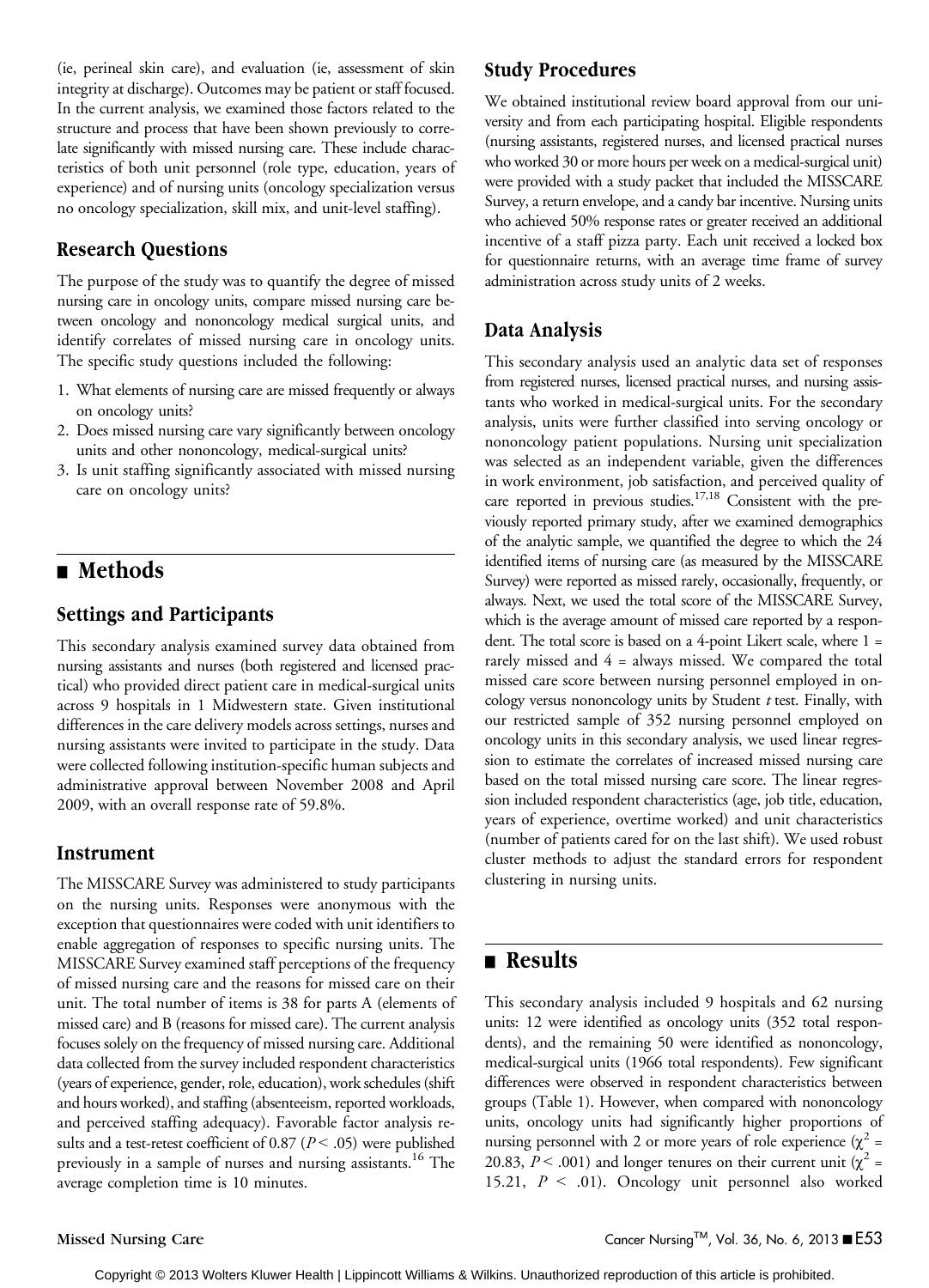(ie, perineal skin care), and evaluation (ie, assessment of skin integrity at discharge). Outcomes may be patient or staff focused. In the current analysis, we examined those factors related to the structure and process that have been shown previously to correlate significantly with missed nursing care. These include characteristics of both unit personnel (role type, education, years of experience) and of nursing units (oncology specialization versus no oncology specialization, skill mix, and unit-level staffing).

## Research Questions

The purpose of the study was to quantify the degree of missed nursing care in oncology units, compare missed nursing care between oncology and nononcology medical surgical units, and identify correlates of missed nursing care in oncology units. The specific study questions included the following:

1. What elements of nursing care are missed frequently or always on oncology units?
2. Does missed nursing care vary significantly between oncology units and other nononcology, medical-surgical units?
3. Is unit staffing significantly associated with missed nursing care on oncology units?

# Methods

## Settings and Participants

This secondary analysis examined survey data obtained from nursing assistants and nurses (both registered and licensed practical) who provided direct patient care in medical-surgical units across 9 hospitals in 1 Midwestern state. Given institutional differences in the care delivery models across settings, nurses and nursing assistants were invited to participate in the study. Data were collected following institution-specific human subjects and administrative approval between November 2008 and April 2009, with an overall response rate of 59.8%.

## Instrument

The MISSCARE Survey was administered to study participants on the nursing units. Responses were anonymous with the exception that questionnaires were coded with unit identifiers to enable aggregation of responses to specific nursing units. The MISSCARE Survey examined staff perceptions of the frequency of missed nursing care and the reasons for missed care on their unit. The total number of items is 38 for parts A (elements of missed care) and B (reasons for missed care). The current analysis focuses solely on the frequency of missed nursing care. Additional data collected from the survey included respondent characteristics (years of experience, gender, role, education), work schedules (shift and hours worked), and staffing (absenteeism, reported workloads, and perceived staffing adequacy). Favorable factor analysis results and a test-retest coefficient of 0.87 ($P < .05$) were published previously in a sample of nurses and nursing assistants.[16] The average completion time is 10 minutes.

## Study Procedures

We obtained institutional review board approval from our university and from each participating hospital. Eligible respondents (nursing assistants, registered nurses, and licensed practical nurses who worked 30 or more hours per week on a medical-surgical unit) were provided with a study packet that included the MISSCARE Survey, a return envelope, and a candy bar incentive. Nursing units who achieved 50% response rates or greater received an additional incentive of a staff pizza party. Each unit received a locked box for questionnaire returns, with an average time frame of survey administration across study units of 2 weeks.

## Data Analysis

This secondary analysis used an analytic data set of responses from registered nurses, licensed practical nurses, and nursing assistants who worked in medical-surgical units. For the secondary analysis, units were further classified into serving oncology or nononcology patient populations. Nursing unit specialization was selected as an independent variable, given the differences in work environment, job satisfaction, and perceived quality of care reported in previous studies.[17,18] Consistent with the previously reported primary study, after we examined demographics of the analytic sample, we quantified the degree to which the 24 identified items of nursing care (as measured by the MISSCARE Survey) were reported as missed rarely, occasionally, frequently, or always. Next, we used the total score of the MISSCARE Survey, which is the average amount of missed care reported by a respondent. The total score is based on a 4-point Likert scale, where 1 = rarely missed and 4 = always missed. We compared the total missed care score between nursing personnel employed in oncology versus nononcology units by Student *t* test. Finally, with our restricted sample of 352 nursing personnel employed on oncology units in this secondary analysis, we used linear regression to estimate the correlates of increased missed nursing care based on the total missed nursing care score. The linear regression included respondent characteristics (age, job title, education, years of experience, overtime worked) and unit characteristics (number of patients cared for on the last shift). We used robust cluster methods to adjust the standard errors for respondent clustering in nursing units.

# Results

This secondary analysis included 9 hospitals and 62 nursing units: 12 were identified as oncology units (352 total respondents), and the remaining 50 were identified as nononcology, medical-surgical units (1966 total respondents). Few significant differences were observed in respondent characteristics between groups (Table 1). However, when compared with nononcology units, oncology units had significantly higher proportions of nursing personnel with 2 or more years of role experience ($\chi^2 = 20.83$, $P < .001$) and longer tenures on their current unit ($\chi^2 = 15.21$, $P < .01$). Oncology unit personnel also worked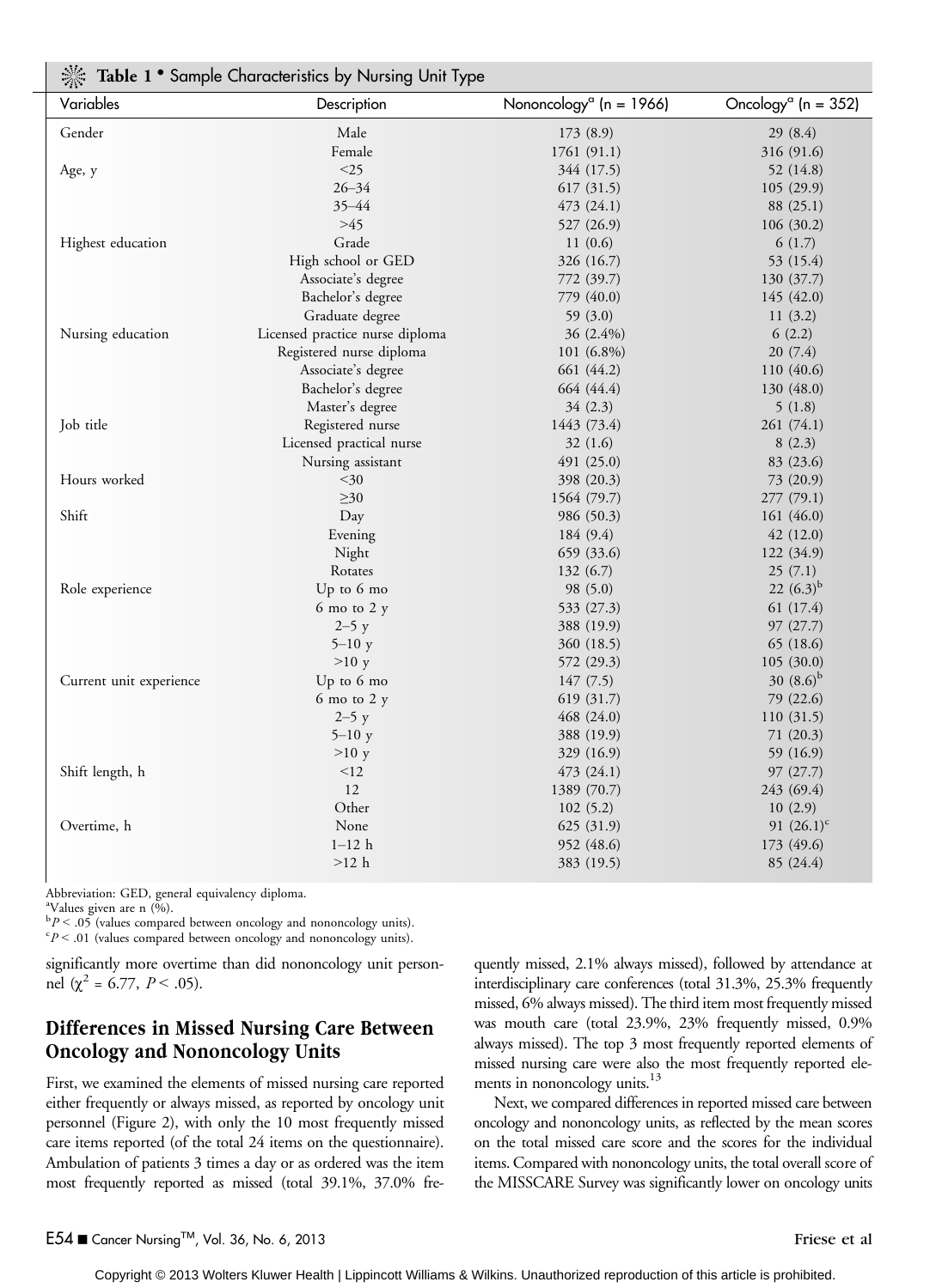**Table 1 • Sample Characteristics by Nursing Unit Type**

| Variables | Description | Nononcology[a] (n = 1966) | Oncology[a] (n = 352) |
|---|---|---|---|
| Gender | Male | 173 (8.9) | 29 (8.4) |
| | Female | 1761 (91.1) | 316 (91.6) |
| Age, y | <25 | 344 (17.5) | 52 (14.8) |
| | 26–34 | 617 (31.5) | 105 (29.9) |
| | 35–44 | 473 (24.1) | 88 (25.1) |
| | >45 | 527 (26.9) | 106 (30.2) |
| Highest education | Grade | 11 (0.6) | 6 (1.7) |
| | High school or GED | 326 (16.7) | 53 (15.4) |
| | Associate's degree | 772 (39.7) | 130 (37.7) |
| | Bachelor's degree | 779 (40.0) | 145 (42.0) |
| | Graduate degree | 59 (3.0) | 11 (3.2) |
| Nursing education | Licensed practice nurse diploma | 36 (2.4%) | 6 (2.2) |
| | Registered nurse diploma | 101 (6.8%) | 20 (7.4) |
| | Associate's degree | 661 (44.2) | 110 (40.6) |
| | Bachelor's degree | 664 (44.4) | 130 (48.0) |
| | Master's degree | 34 (2.3) | 5 (1.8) |
| Job title | Registered nurse | 1443 (73.4) | 261 (74.1) |
| | Licensed practical nurse | 32 (1.6) | 8 (2.3) |
| | Nursing assistant | 491 (25.0) | 83 (23.6) |
| Hours worked | <30 | 398 (20.3) | 73 (20.9) |
| | ≥30 | 1564 (79.7) | 277 (79.1) |
| Shift | Day | 986 (50.3) | 161 (46.0) |
| | Evening | 184 (9.4) | 42 (12.0) |
| | Night | 659 (33.6) | 122 (34.9) |
| | Rotates | 132 (6.7) | 25 (7.1) |
| Role experience | Up to 6 mo | 98 (5.0) | 22 (6.3)[b] |
| | 6 mo to 2 y | 533 (27.3) | 61 (17.4) |
| | 2–5 y | 388 (19.9) | 97 (27.7) |
| | 5–10 y | 360 (18.5) | 65 (18.6) |
| | >10 y | 572 (29.3) | 105 (30.0) |
| Current unit experience | Up to 6 mo | 147 (7.5) | 30 (8.6)[b] |
| | 6 mo to 2 y | 619 (31.7) | 79 (22.6) |
| | 2–5 y | 468 (24.0) | 110 (31.5) |
| | 5–10 y | 388 (19.9) | 71 (20.3) |
| | >10 y | 329 (16.9) | 59 (16.9) |
| Shift length, h | <12 | 473 (24.1) | 97 (27.7) |
| | 12 | 1389 (70.7) | 243 (69.4) |
| | Other | 102 (5.2) | 10 (2.9) |
| Overtime, h | None | 625 (31.9) | 91 (26.1)[c] |
| | 1–12 h | 952 (48.6) | 173 (49.6) |
| | >12 h | 383 (19.5) | 85 (24.4) |

Abbreviation: GED, general equivalency diploma.
[a]Values given are n (%).
[b]$P < .05$ (values compared between oncology and nononcology units).
[c]$P < .01$ (values compared between oncology and nononcology units).

significantly more overtime than did nononcology unit personnel ($\chi^2 = 6.77$, $P < .05$).

## Differences in Missed Nursing Care Between Oncology and Nononcology Units

First, we examined the elements of missed nursing care reported either frequently or always missed, as reported by oncology unit personnel (Figure 2), with only the 10 most frequently missed care items reported (of the total 24 items on the questionnaire). Ambulation of patients 3 times a day or as ordered was the item most frequently reported as missed (total 39.1%, 37.0% frequently missed, 2.1% always missed), followed by attendance at interdisciplinary care conferences (total 31.3%, 25.3% frequently missed, 6% always missed). The third item most frequently missed was mouth care (total 23.9%, 23% frequently missed, 0.9% always missed). The top 3 most frequently reported elements of missed nursing care were also the most frequently reported elements in nononcology units.[13]

Next, we compared differences in reported missed care between oncology and nononcology units, as reflected by the mean scores on the total missed care score and the scores for the individual items. Compared with nononcology units, the total overall score of the MISSCARE Survey was significantly lower on oncology units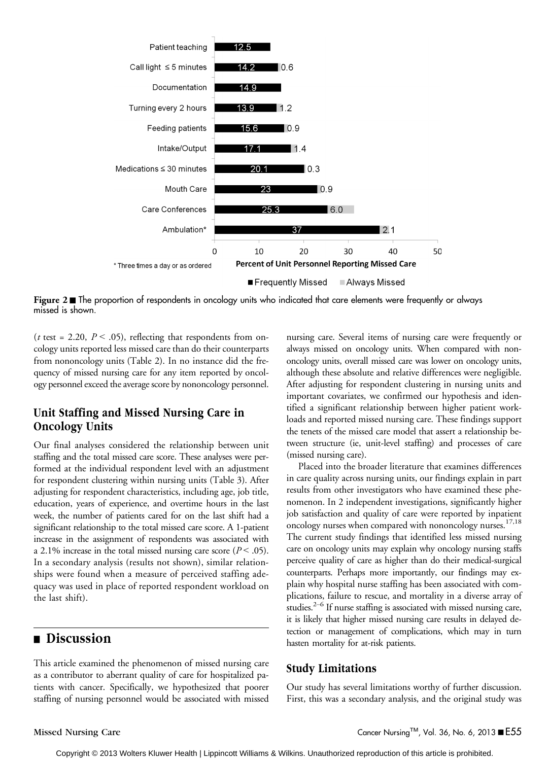Figure 2 ■ The proportion of respondents in oncology units who indicated that care elements were frequently or always missed is shown.

($t$ test = 2.20, $P < .05$), reflecting that respondents from oncology units reported less missed care than do their counterparts from nononcology units (Table 2). In no instance did the frequency of missed nursing care for any item reported by oncology personnel exceed the average score by nononcology personnel.

## Unit Staffing and Missed Nursing Care in Oncology Units

Our final analyses considered the relationship between unit staffing and the total missed care score. These analyses were performed at the individual respondent level with an adjustment for respondent clustering within nursing units (Table 3). After adjusting for respondent characteristics, including age, job title, education, years of experience, and overtime hours in the last week, the number of patients cared for on the last shift had a significant relationship to the total missed care score. A 1-patient increase in the assignment of respondents was associated with a 2.1% increase in the total missed nursing care score ($P < .05$). In a secondary analysis (results not shown), similar relationships were found when a measure of perceived staffing adequacy was used in place of reported respondent workload on the last shift).

# Discussion

This article examined the phenomenon of missed nursing care as a contributor to aberrant quality of care for hospitalized patients with cancer. Specifically, we hypothesized that poorer staffing of nursing personnel would be associated with missed nursing care. Several items of nursing care were frequently or always missed on oncology units. When compared with nononcology units, overall missed care was lower on oncology units, although these absolute and relative differences were negligible. After adjusting for respondent clustering in nursing units and important covariates, we confirmed our hypothesis and identified a significant relationship between higher patient workloads and reported missed nursing care. These findings support the tenets of the missed care model that assert a relationship between structure (ie, unit-level staffing) and processes of care (missed nursing care).

Placed into the broader literature that examines differences in care quality across nursing units, our findings explain in part results from other investigators who have examined these phenomenon. In 2 independent investigations, significantly higher job satisfaction and quality of care were reported by inpatient oncology nurses when compared with nononcology nurses.[17,18] The current study findings that identified less missed nursing care on oncology units may explain why oncology nursing staffs perceive quality of care as higher than do their medical-surgical counterparts. Perhaps more importantly, our findings may explain why hospital nurse staffing has been associated with complications, failure to rescue, and mortality in a diverse array of studies.[2–6] If nurse staffing is associated with missed nursing care, it is likely that higher missed nursing care results in delayed detection or management of complications, which may in turn hasten mortality for at-risk patients.

## Study Limitations

Our study has several limitations worthy of further discussion. First, this was a secondary analysis, and the original study was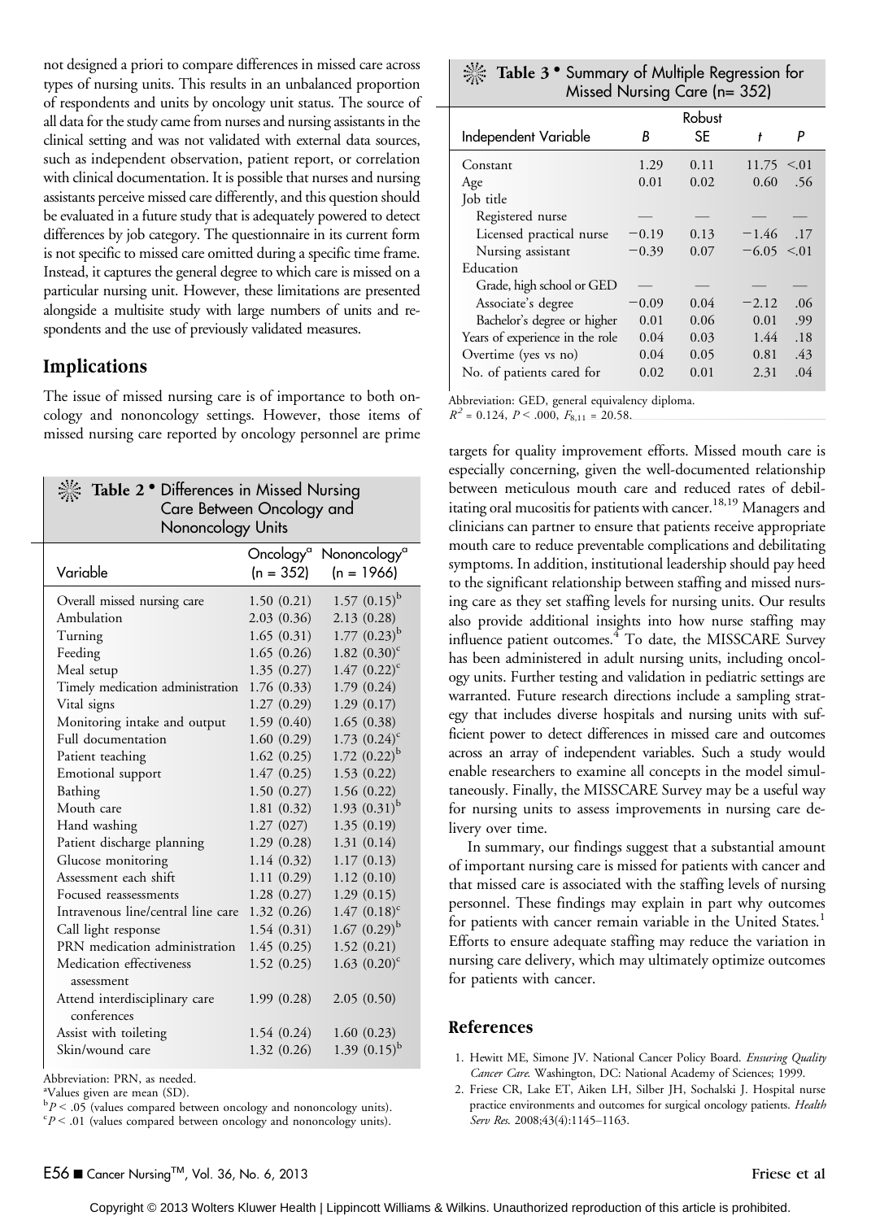not designed a priori to compare differences in missed care across types of nursing units. This results in an unbalanced proportion of respondents and units by oncology unit status. The source of all data for the study came from nurses and nursing assistants in the clinical setting and was not validated with external data sources, such as independent observation, patient report, or correlation with clinical documentation. It is possible that nurses and nursing assistants perceive missed care differently, and this question should be evaluated in a future study that is adequately powered to detect differences by job category. The questionnaire in its current form is not specific to missed care omitted during a specific time frame. Instead, it captures the general degree to which care is missed on a particular nursing unit. However, these limitations are presented alongside a multisite study with large numbers of units and respondents and the use of previously validated measures.

## Implications

The issue of missed nursing care is of importance to both oncology and nononcology settings. However, those items of missed nursing care reported by oncology personnel are prime targets for quality improvement efforts. Missed mouth care is especially concerning, given the well-documented relationship between meticulous mouth care and reduced rates of debilitating oral mucositis for patients with cancer.[18,19] Managers and clinicians can partner to ensure that patients receive appropriate mouth care to reduce preventable complications and debilitating symptoms. In addition, institutional leadership should pay heed to the significant relationship between staffing and missed nursing care as they set staffing levels for nursing units. Our results also provide additional insights into how nurse staffing may influence patient outcomes.[4] To date, the MISSCARE Survey has been administered in adult nursing units, including oncology units. Further testing and validation in pediatric settings are warranted. Future research directions include a sampling strategy that includes diverse hospitals and nursing units with sufficient power to detect differences in missed care and outcomes across an array of independent variables. Such a study would enable researchers to examine all concepts in the model simultaneously. Finally, the MISSCARE Survey may be a useful way for nursing units to assess improvements in nursing care delivery over time.

In summary, our findings suggest that a substantial amount of important nursing care is missed for patients with cancer and that missed care is associated with the staffing levels of nursing personnel. These findings may explain in part why outcomes for patients with cancer remain variable in the United States.[1] Efforts to ensure adequate staffing may reduce the variation in nursing care delivery, which may ultimately optimize outcomes for patients with cancer.

**Table 2 • Differences in Missed Nursing Care Between Oncology and Nononcology Units**

| Variable | Oncology[a] (n = 352) | Nononcology[a] (n = 1966) |
|---|---|---|
| Overall missed nursing care | 1.50 (0.21) | 1.57 (0.15)[b] |
| Ambulation | 2.03 (0.36) | 2.13 (0.28) |
| Turning | 1.65 (0.31) | 1.77 (0.23)[b] |
| Feeding | 1.65 (0.26) | 1.82 (0.30)[c] |
| Meal setup | 1.35 (0.27) | 1.47 (0.22)[c] |
| Timely medication administration | 1.76 (0.33) | 1.79 (0.24) |
| Vital signs | 1.27 (0.29) | 1.29 (0.17) |
| Monitoring intake and output | 1.59 (0.40) | 1.65 (0.38) |
| Full documentation | 1.60 (0.29) | 1.73 (0.24)[c] |
| Patient teaching | 1.62 (0.25) | 1.72 (0.22)[b] |
| Emotional support | 1.47 (0.25) | 1.53 (0.22) |
| Bathing | 1.50 (0.27) | 1.56 (0.22) |
| Mouth care | 1.81 (0.32) | 1.93 (0.31)[b] |
| Hand washing | 1.27 (027) | 1.35 (0.19) |
| Patient discharge planning | 1.29 (0.28) | 1.31 (0.14) |
| Glucose monitoring | 1.14 (0.32) | 1.17 (0.13) |
| Assessment each shift | 1.11 (0.29) | 1.12 (0.10) |
| Focused reassessments | 1.28 (0.27) | 1.29 (0.15) |
| Intravenous line/central line care | 1.32 (0.26) | 1.47 (0.18)[c] |
| Call light response | 1.54 (0.31) | 1.67 (0.29)[b] |
| PRN medication administration | 1.45 (0.25) | 1.52 (0.21) |
| Medication effectiveness assessment | 1.52 (0.25) | 1.63 (0.20)[c] |
| Attend interdisciplinary care conferences | 1.99 (0.28) | 2.05 (0.50) |
| Assist with toileting | 1.54 (0.24) | 1.60 (0.23) |
| Skin/wound care | 1.32 (0.26) | 1.39 (0.15)[b] |

Abbreviation: PRN, as needed.
[a]Values given are mean (SD).
[b]$P < .05$ (values compared between oncology and nononcology units).
[c]$P < .01$ (values compared between oncology and nononcology units).

**Table 3 • Summary of Multiple Regression for Missed Nursing Care (n= 352)**

| Independent Variable | B | Robust SE | t | P |
|---|---|---|---|---|
| Constant | 1.29 | 0.11 | 11.75 | <.01 |
| Age | 0.01 | 0.02 | 0.60 | .56 |
| Job title | | | | |
| Registered nurse | — | — | — | — |
| Licensed practical nurse | −0.19 | 0.13 | −1.46 | .17 |
| Nursing assistant | −0.39 | 0.07 | −6.05 | <.01 |
| Education | | | | |
| Grade, high school or GED | — | — | — | — |
| Associate's degree | −0.09 | 0.04 | −2.12 | .06 |
| Bachelor's degree or higher | 0.01 | 0.06 | 0.01 | .99 |
| Years of experience in the role | 0.04 | 0.03 | 1.44 | .18 |
| Overtime (yes vs no) | 0.04 | 0.05 | 0.81 | .43 |
| No. of patients cared for | 0.02 | 0.01 | 2.31 | .04 |

Abbreviation: GED, general equivalency diploma.
$R^2 = 0.124$, $P < .000$, $F_{8,11} = 20.58$.

## References

1. Hewitt ME, Simone JV. National Cancer Policy Board. *Ensuring Quality Cancer Care.* Washington, DC: National Academy of Sciences; 1999.
2. Friese CR, Lake ET, Aiken LH, Silber JH, Sochalski J. Hospital nurse practice environments and outcomes for surgical oncology patients. *Health Serv Res.* 2008;43(4):1145–1163.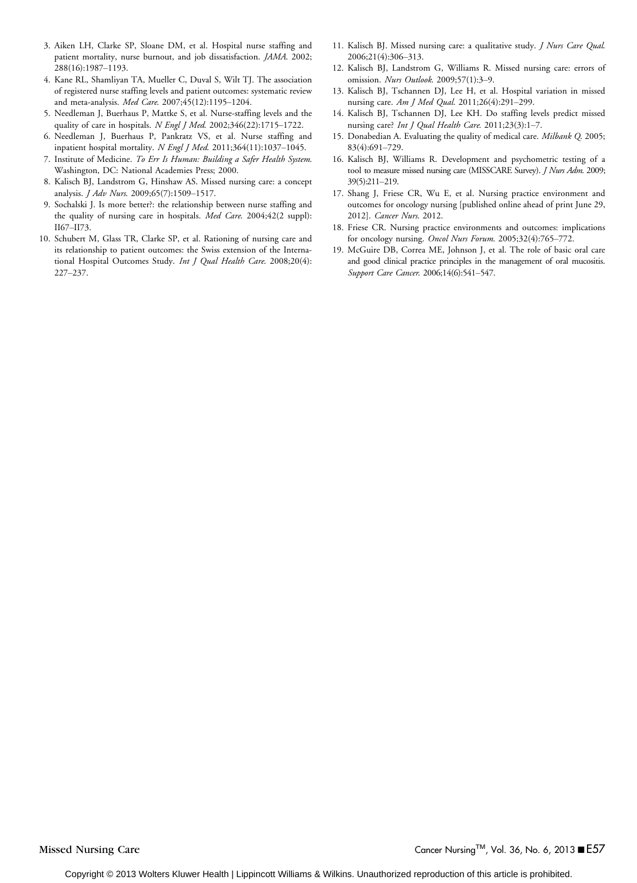3. Aiken LH, Clarke SP, Sloane DM, et al. Hospital nurse staffing and patient mortality, nurse burnout, and job dissatisfaction. *JAMA*. 2002; 288(16):1987–1193.
4. Kane RL, Shamliyan TA, Mueller C, Duval S, Wilt TJ. The association of registered nurse staffing levels and patient outcomes: systematic review and meta-analysis. *Med Care*. 2007;45(12):1195–1204.
5. Needleman J, Buerhaus P, Mattke S, et al. Nurse-staffing levels and the quality of care in hospitals. *N Engl J Med*. 2002;346(22):1715–1722.
6. Needleman J, Buerhaus P, Pankratz VS, et al. Nurse staffing and inpatient hospital mortality. *N Engl J Med*. 2011;364(11):1037–1045.
7. Institute of Medicine. *To Err Is Human: Building a Safer Health System*. Washington, DC: National Academies Press; 2000.
8. Kalisch BJ, Landstrom G, Hinshaw AS. Missed nursing care: a concept analysis. *J Adv Nurs*. 2009;65(7):1509–1517.
9. Sochalski J. Is more better?: the relationship between nurse staffing and the quality of nursing care in hospitals. *Med Care*. 2004;42(2 suppl): II67–II73.
10. Schubert M, Glass TR, Clarke SP, et al. Rationing of nursing care and its relationship to patient outcomes: the Swiss extension of the International Hospital Outcomes Study. *Int J Qual Health Care*. 2008;20(4): 227–237.
11. Kalisch BJ. Missed nursing care: a qualitative study. *J Nurs Care Qual*. 2006;21(4):306–313.
12. Kalisch BJ, Landstrom G, Williams R. Missed nursing care: errors of omission. *Nurs Outlook*. 2009;57(1):3–9.
13. Kalisch BJ, Tschannen DJ, Lee H, et al. Hospital variation in missed nursing care. *Am J Med Qual*. 2011;26(4):291–299.
14. Kalisch BJ, Tschannen DJ, Lee KH. Do staffing levels predict missed nursing care? *Int J Qual Health Care*. 2011;23(3):1–7.
15. Donabedian A. Evaluating the quality of medical care. *Milbank Q*. 2005; 83(4):691–729.
16. Kalisch BJ, Williams R. Development and psychometric testing of a tool to measure missed nursing care (MISSCARE Survey). *J Nurs Adm*. 2009; 39(5):211–219.
17. Shang J, Friese CR, Wu E, et al. Nursing practice environment and outcomes for oncology nursing [published online ahead of print June 29, 2012]. *Cancer Nurs*. 2012.
18. Friese CR. Nursing practice environments and outcomes: implications for oncology nursing. *Oncol Nurs Forum*. 2005;32(4):765–772.
19. McGuire DB, Correa ME, Johnson J, et al. The role of basic oral care and good clinical practice principles in the management of oral mucositis. *Support Care Cancer*. 2006;14(6):541–547.